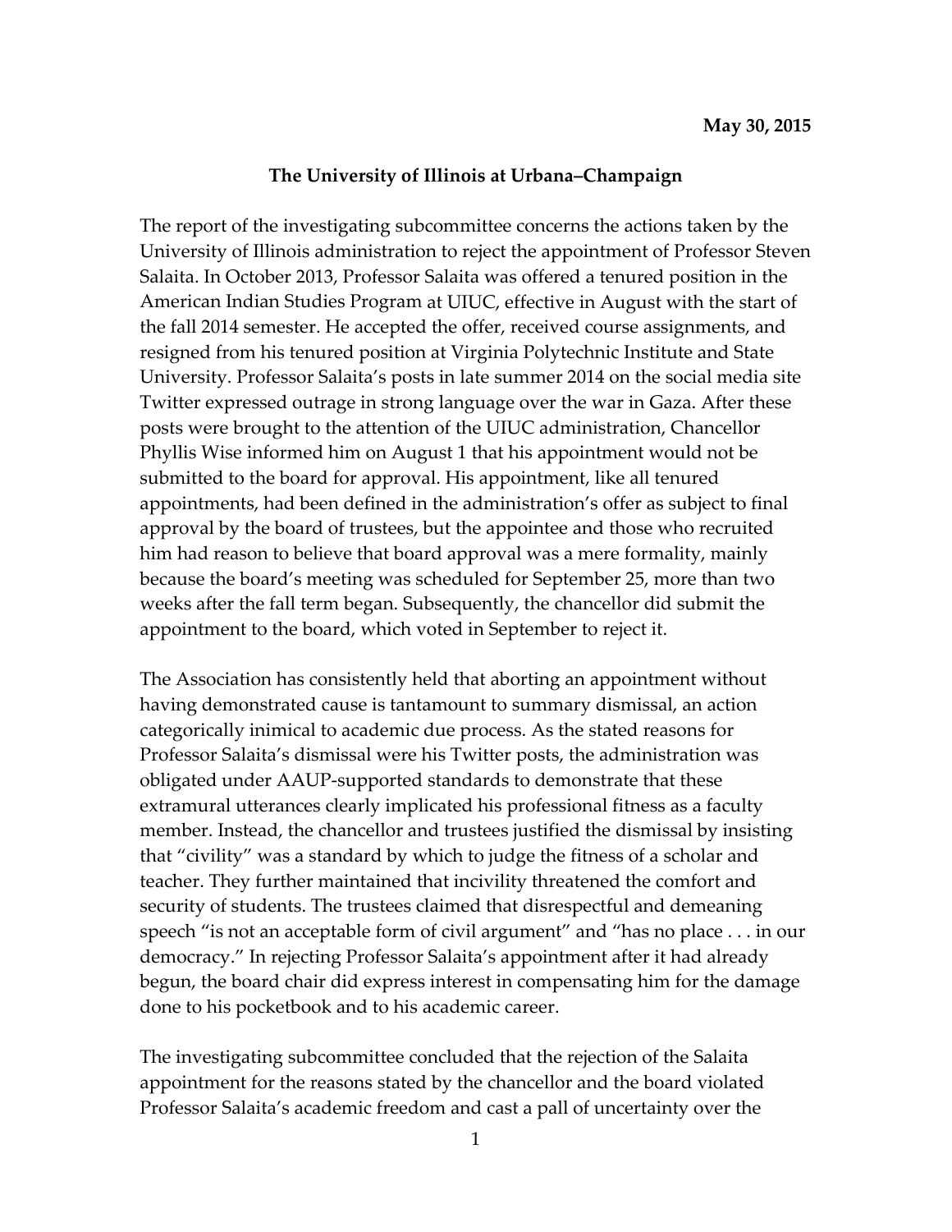**May 30, 2015**

**The University of Illinois at Urbana–Champaign**

The report of the investigating subcommittee concerns the actions taken by the University of Illinois administration to reject the appointment of Professor Steven Salaita. In October 2013, Professor Salaita was offered a tenured position in the American Indian Studies Program at UIUC, effective in August with the start of the fall 2014 semester. He accepted the offer, received course assignments, and resigned from his tenured position at Virginia Polytechnic Institute and State University. Professor Salaita's posts in late summer 2014 on the social media site Twitter expressed outrage in strong language over the war in Gaza. After these posts were brought to the attention of the UIUC administration, Chancellor Phyllis Wise informed him on August 1 that his appointment would not be submitted to the board for approval. His appointment, like all tenured appointments, had been defined in the administration's offer as subject to final approval by the board of trustees, but the appointee and those who recruited him had reason to believe that board approval was a mere formality, mainly because the board's meeting was scheduled for September 25, more than two weeks after the fall term began. Subsequently, the chancellor did submit the appointment to the board, which voted in September to reject it.

The Association has consistently held that aborting an appointment without having demonstrated cause is tantamount to summary dismissal, an action categorically inimical to academic due process. As the stated reasons for Professor Salaita's dismissal were his Twitter posts, the administration was obligated under AAUP-supported standards to demonstrate that these extramural utterances clearly implicated his professional fitness as a faculty member. Instead, the chancellor and trustees justified the dismissal by insisting that "civility" was a standard by which to judge the fitness of a scholar and teacher. They further maintained that incivility threatened the comfort and security of students. The trustees claimed that disrespectful and demeaning speech "is not an acceptable form of civil argument" and "has no place . . . in our democracy." In rejecting Professor Salaita's appointment after it had already begun, the board chair did express interest in compensating him for the damage done to his pocketbook and to his academic career.

The investigating subcommittee concluded that the rejection of the Salaita appointment for the reasons stated by the chancellor and the board violated Professor Salaita's academic freedom and cast a pall of uncertainty over the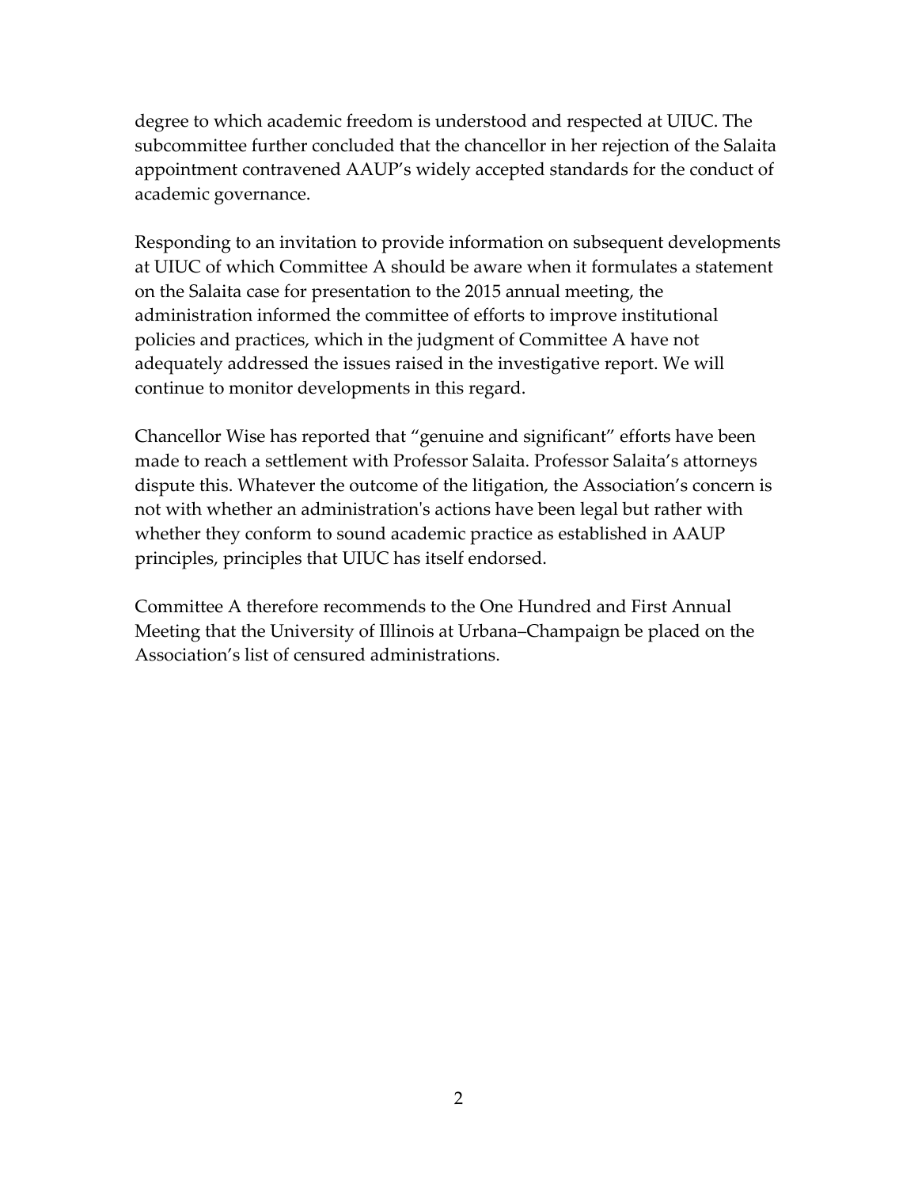degree to which academic freedom is understood and respected at UIUC. The subcommittee further concluded that the chancellor in her rejection of the Salaita appointment contravened AAUP's widely accepted standards for the conduct of academic governance.

Responding to an invitation to provide information on subsequent developments at UIUC of which Committee A should be aware when it formulates a statement on the Salaita case for presentation to the 2015 annual meeting, the administration informed the committee of efforts to improve institutional policies and practices, which in the judgment of Committee A have not adequately addressed the issues raised in the investigative report. We will continue to monitor developments in this regard.

Chancellor Wise has reported that "genuine and significant" efforts have been made to reach a settlement with Professor Salaita. Professor Salaita's attorneys dispute this. Whatever the outcome of the litigation, the Association's concern is not with whether an administration's actions have been legal but rather with whether they conform to sound academic practice as established in AAUP principles, principles that UIUC has itself endorsed.

Committee A therefore recommends to the One Hundred and First Annual Meeting that the University of Illinois at Urbana–Champaign be placed on the Association's list of censured administrations.